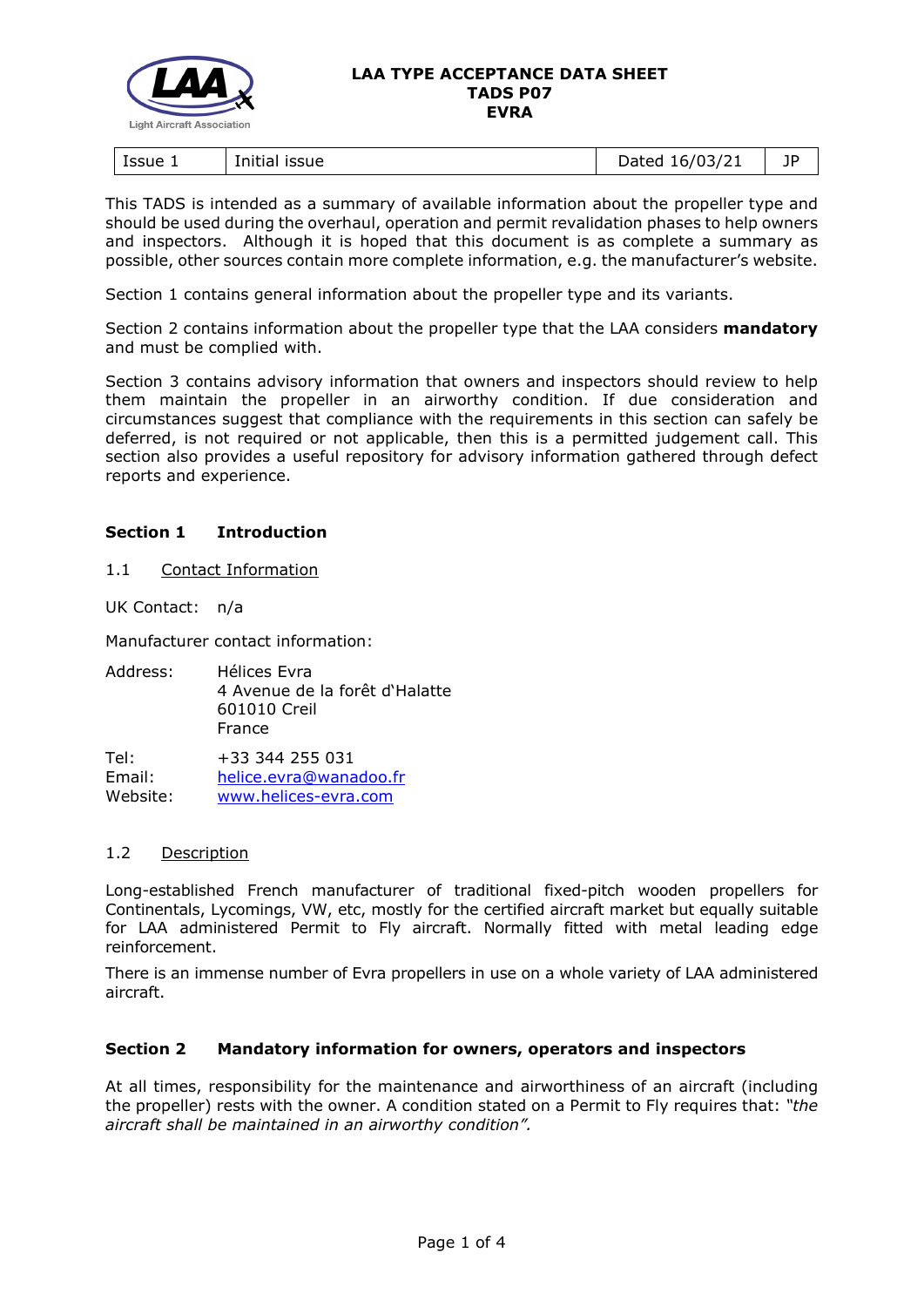# LAA TYPE ACCEPTANCE DATA SHEET
## TADS P07
## EVRA

| Issue 1 | Initial issue | Dated 16/03/21 | JP |
|---|---|---|---|

This TADS is intended as a summary of available information about the propeller type and should be used during the overhaul, operation and permit revalidation phases to help owners and inspectors. Although it is hoped that this document is as complete a summary as possible, other sources contain more complete information, e.g. the manufacturer's website.

Section 1 contains general information about the propeller type and its variants.

Section 2 contains information about the propeller type that the LAA considers **mandatory** and must be complied with.

Section 3 contains advisory information that owners and inspectors should review to help them maintain the propeller in an airworthy condition. If due consideration and circumstances suggest that compliance with the requirements in this section can safely be deferred, is not required or not applicable, then this is a permitted judgement call. This section also provides a useful repository for advisory information gathered through defect reports and experience.

## Section 1 Introduction

### 1.1 Contact Information

UK Contact: n/a

Manufacturer contact information:

Address: Hélices Evra
4 Avenue de la forêt d'Halatte
601010 Creil
France

Tel: +33 344 255 031
Email: helice.evra@wanadoo.fr
Website: www.helices-evra.com

### 1.2 Description

Long-established French manufacturer of traditional fixed-pitch wooden propellers for Continentals, Lycomings, VW, etc, mostly for the certified aircraft market but equally suitable for LAA administered Permit to Fly aircraft. Normally fitted with metal leading edge reinforcement.

There is an immense number of Evra propellers in use on a whole variety of LAA administered aircraft.

## Section 2 Mandatory information for owners, operators and inspectors

At all times, responsibility for the maintenance and airworthiness of an aircraft (including the propeller) rests with the owner. A condition stated on a Permit to Fly requires that: *"the aircraft shall be maintained in an airworthy condition".*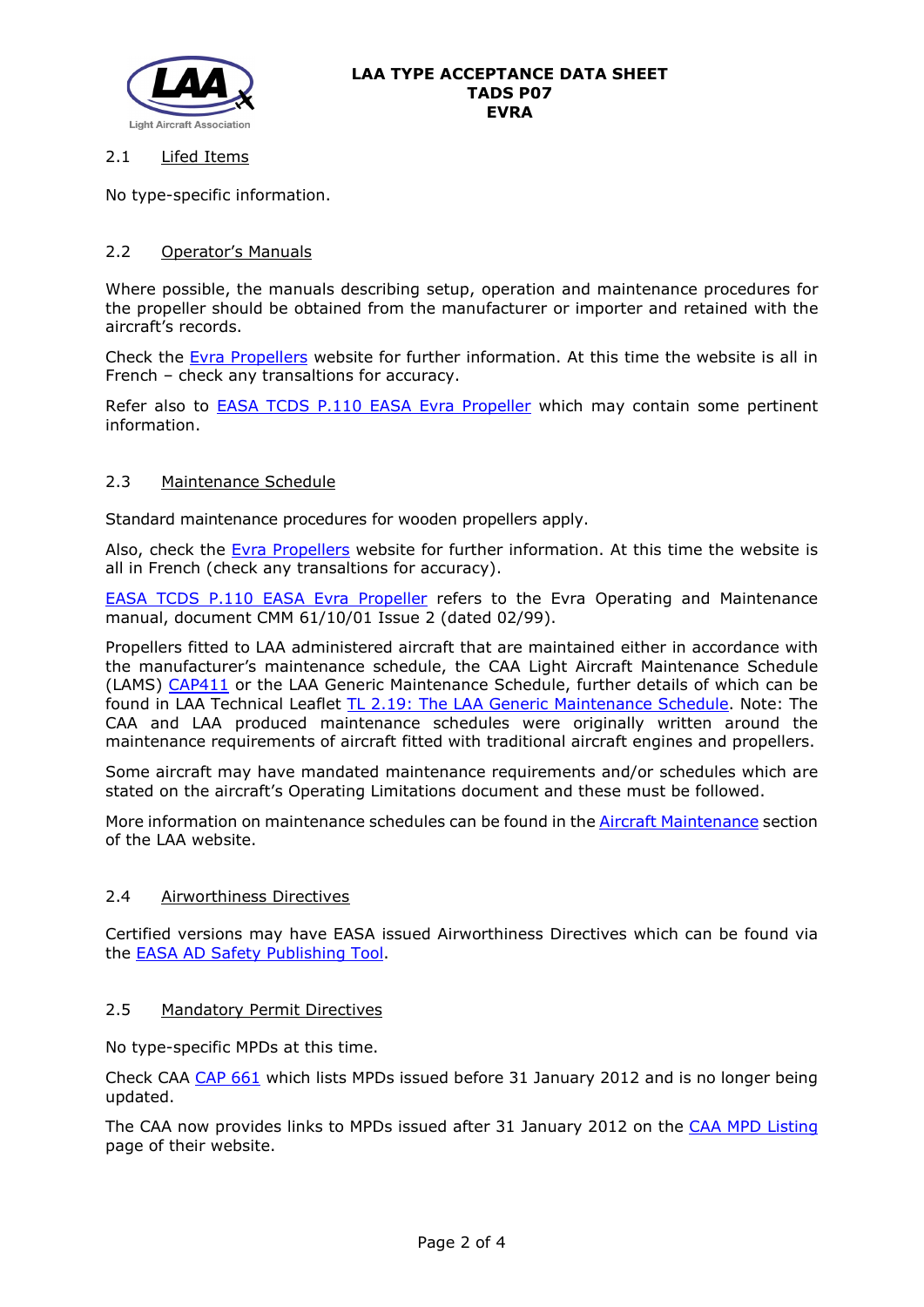### 2.1 Lifed Items

No type-specific information.

### 2.2 Operator's Manuals

Where possible, the manuals describing setup, operation and maintenance procedures for the propeller should be obtained from the manufacturer or importer and retained with the aircraft's records.

Check the Evra Propellers website for further information. At this time the website is all in French – check any transaltions for accuracy.

Refer also to EASA TCDS P.110 EASA Evra Propeller which may contain some pertinent information.

### 2.3 Maintenance Schedule

Standard maintenance procedures for wooden propellers apply.

Also, check the Evra Propellers website for further information. At this time the website is all in French (check any transaltions for accuracy).

EASA TCDS P.110 EASA Evra Propeller refers to the Evra Operating and Maintenance manual, document CMM 61/10/01 Issue 2 (dated 02/99).

Propellers fitted to LAA administered aircraft that are maintained either in accordance with the manufacturer's maintenance schedule, the CAA Light Aircraft Maintenance Schedule (LAMS) CAP411 or the LAA Generic Maintenance Schedule, further details of which can be found in LAA Technical Leaflet TL 2.19: The LAA Generic Maintenance Schedule. Note: The CAA and LAA produced maintenance schedules were originally written around the maintenance requirements of aircraft fitted with traditional aircraft engines and propellers.

Some aircraft may have mandated maintenance requirements and/or schedules which are stated on the aircraft's Operating Limitations document and these must be followed.

More information on maintenance schedules can be found in the Aircraft Maintenance section of the LAA website.

### 2.4 Airworthiness Directives

Certified versions may have EASA issued Airworthiness Directives which can be found via the EASA AD Safety Publishing Tool.

### 2.5 Mandatory Permit Directives

No type-specific MPDs at this time.

Check CAA CAP 661 which lists MPDs issued before 31 January 2012 and is no longer being updated.

The CAA now provides links to MPDs issued after 31 January 2012 on the CAA MPD Listing page of their website.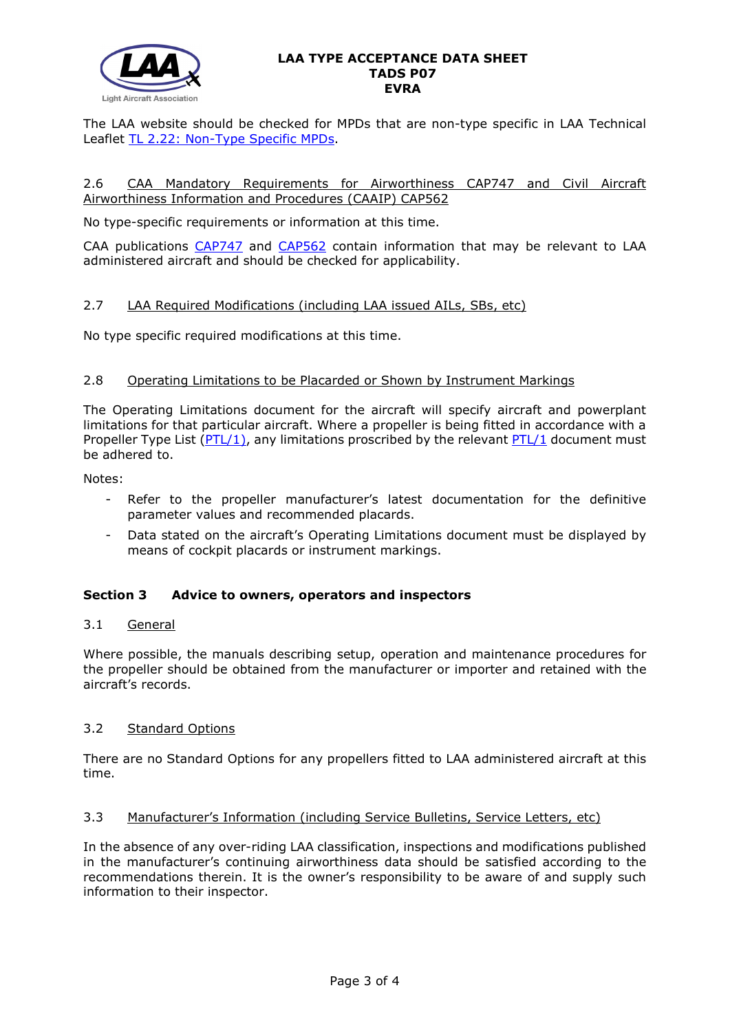The LAA website should be checked for MPDs that are non-type specific in LAA Technical Leaflet TL 2.22: Non-Type Specific MPDs.

### 2.6 CAA Mandatory Requirements for Airworthiness CAP747 and Civil Aircraft Airworthiness Information and Procedures (CAAIP) CAP562

No type-specific requirements or information at this time.

CAA publications CAP747 and CAP562 contain information that may be relevant to LAA administered aircraft and should be checked for applicability.

### 2.7 LAA Required Modifications (including LAA issued AILs, SBs, etc)

No type specific required modifications at this time.

### 2.8 Operating Limitations to be Placarded or Shown by Instrument Markings

The Operating Limitations document for the aircraft will specify aircraft and powerplant limitations for that particular aircraft. Where a propeller is being fitted in accordance with a Propeller Type List (PTL/1), any limitations proscribed by the relevant PTL/1 document must be adhered to.

Notes:

- Refer to the propeller manufacturer's latest documentation for the definitive parameter values and recommended placards.
- Data stated on the aircraft's Operating Limitations document must be displayed by means of cockpit placards or instrument markings.

## Section 3 Advice to owners, operators and inspectors

### 3.1 General

Where possible, the manuals describing setup, operation and maintenance procedures for the propeller should be obtained from the manufacturer or importer and retained with the aircraft's records.

### 3.2 Standard Options

There are no Standard Options for any propellers fitted to LAA administered aircraft at this time.

### 3.3 Manufacturer's Information (including Service Bulletins, Service Letters, etc)

In the absence of any over-riding LAA classification, inspections and modifications published in the manufacturer's continuing airworthiness data should be satisfied according to the recommendations therein. It is the owner's responsibility to be aware of and supply such information to their inspector.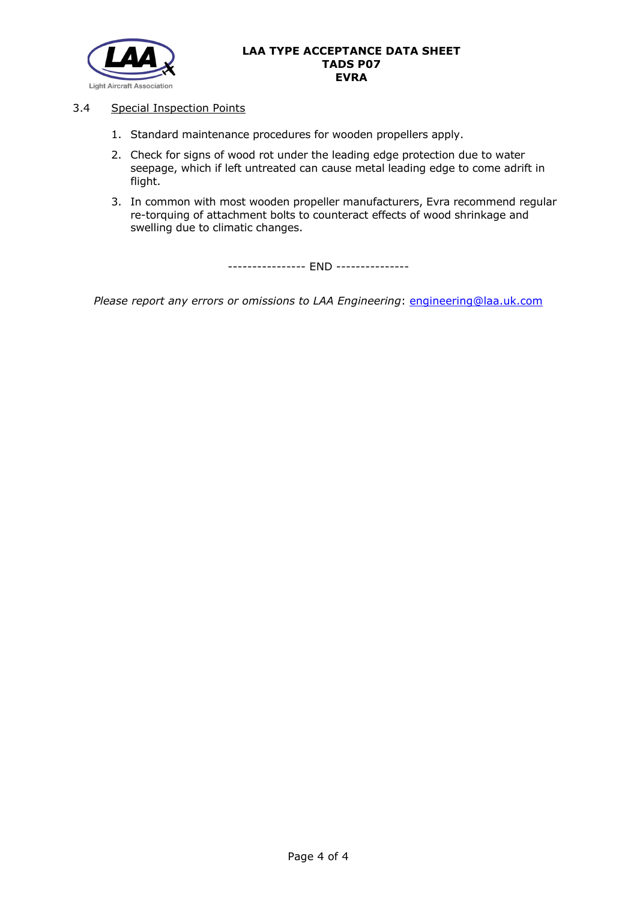### 3.4 Special Inspection Points

1. Standard maintenance procedures for wooden propellers apply.
2. Check for signs of wood rot under the leading edge protection due to water seepage, which if left untreated can cause metal leading edge to come adrift in flight.
3. In common with most wooden propeller manufacturers, Evra recommend regular re-torquing of attachment bolts to counteract effects of wood shrinkage and swelling due to climatic changes.

---------------- END ---------------

*Please report any errors or omissions to LAA Engineering*: engineering@laa.uk.com